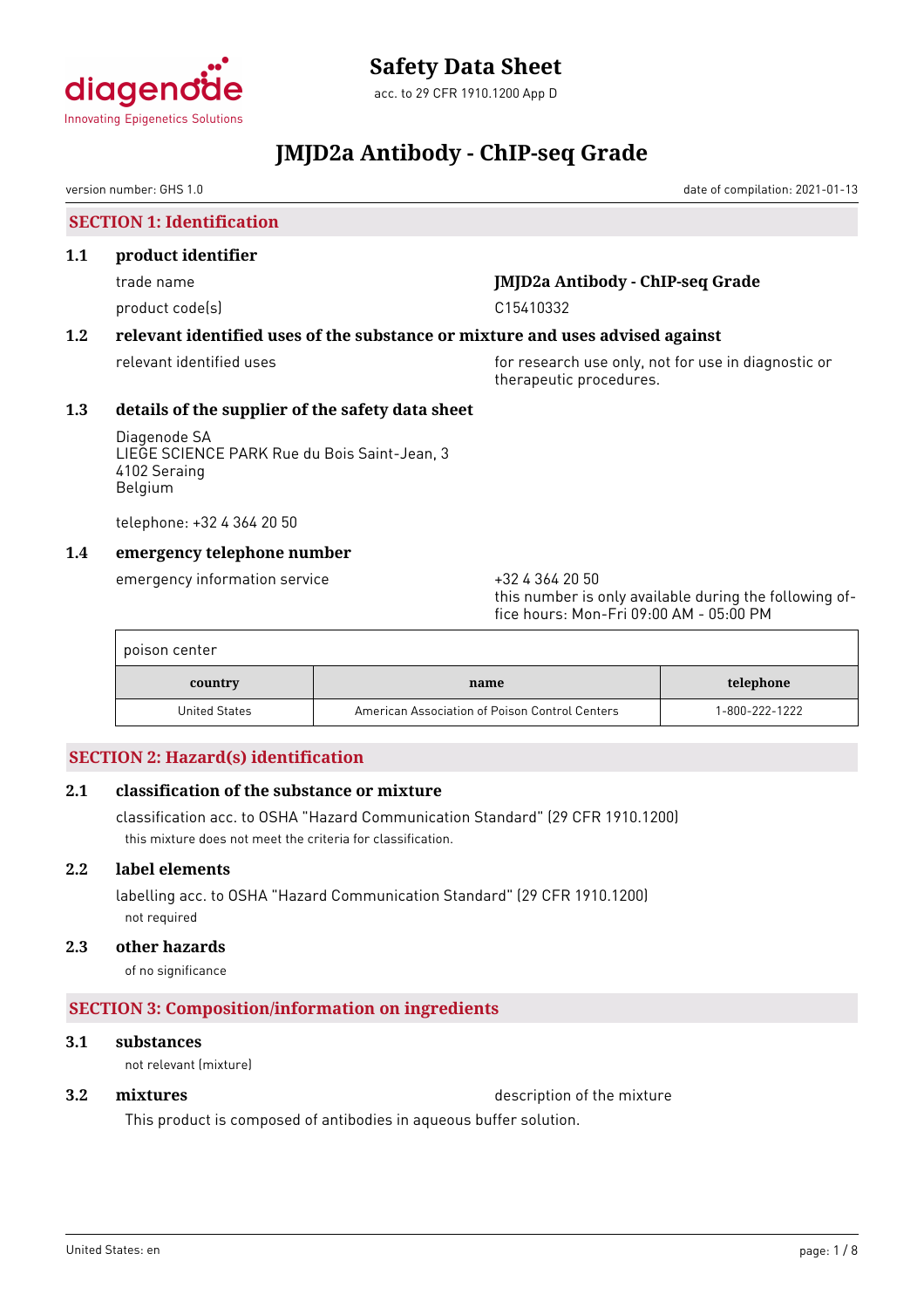diagenode
Innovating Epigenetics Solutions

# Safety Data Sheet

acc. to 29 CFR 1910.1200 App D

# JMJD2a Antibody - ChIP-seq Grade

version number: GHS 1.0

date of compilation: 2021-01-13

## SECTION 1: Identification

### 1.1 product identifier

trade name: **JMJD2a Antibody - ChIP-seq Grade**

product code(s): C15410332

### 1.2 relevant identified uses of the substance or mixture and uses advised against

relevant identified uses: for research use only, not for use in diagnostic or therapeutic procedures.

### 1.3 details of the supplier of the safety data sheet

Diagenode SA
LIEGE SCIENCE PARK Rue du Bois Saint-Jean, 3
4102 Seraing
Belgium

telephone: +32 4 364 20 50

### 1.4 emergency telephone number

emergency information service: +32 4 364 20 50
this number is only available during the following office hours: Mon-Fri 09:00 AM - 05:00 PM

poison center

| country | name | telephone |
|---|---|---|
| United States | American Association of Poison Control Centers | 1-800-222-1222 |

## SECTION 2: Hazard(s) identification

### 2.1 classification of the substance or mixture

classification acc. to OSHA "Hazard Communication Standard" (29 CFR 1910.1200)

this mixture does not meet the criteria for classification.

### 2.2 label elements

labelling acc. to OSHA "Hazard Communication Standard" (29 CFR 1910.1200)

not required

### 2.3 other hazards

of no significance

## SECTION 3: Composition/information on ingredients

### 3.1 substances

not relevant (mixture)

### 3.2 mixtures

description of the mixture

This product is composed of antibodies in aqueous buffer solution.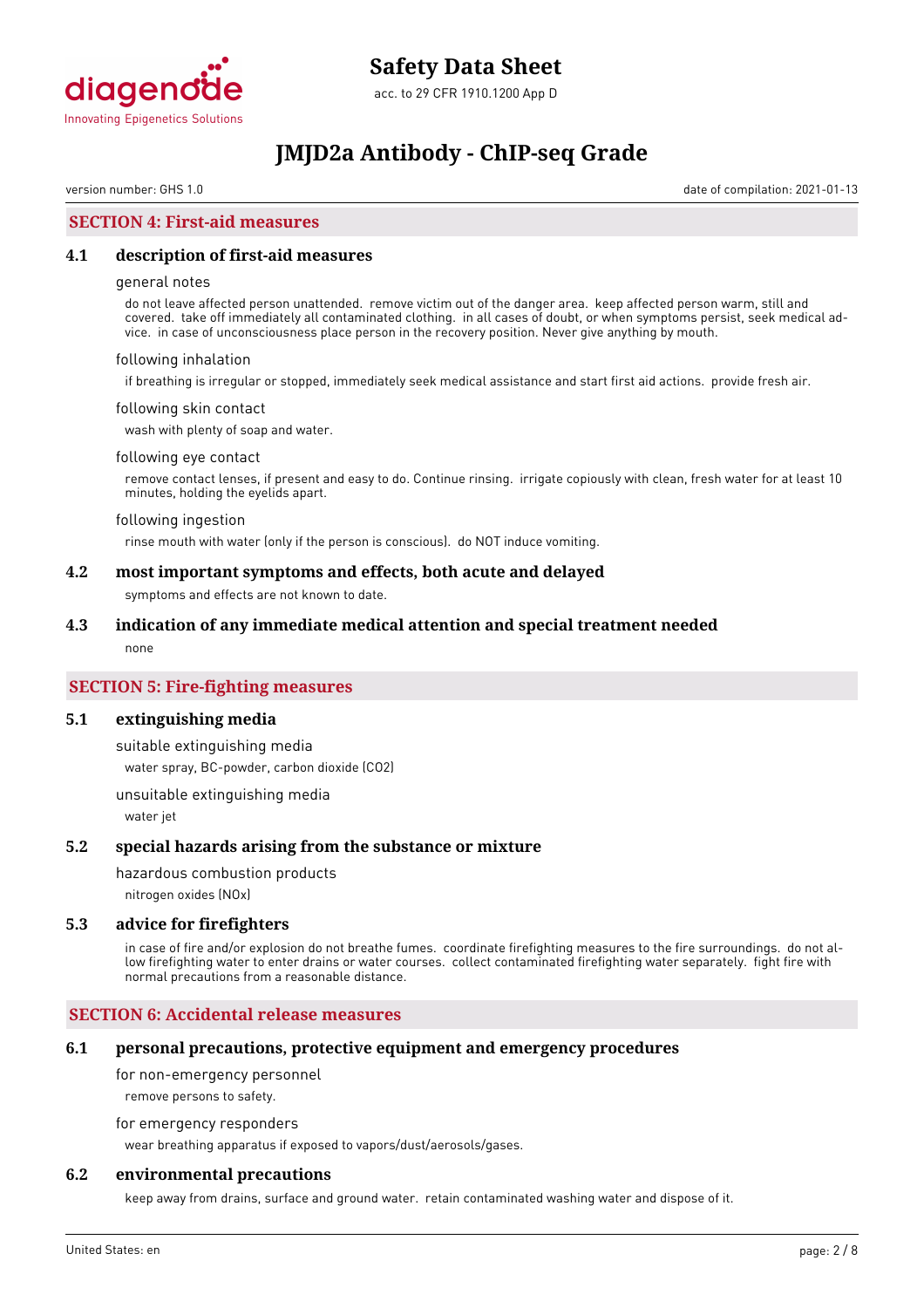## SECTION 4: First-aid measures

### 4.1 description of first-aid measures

general notes

do not leave affected person unattended. remove victim out of the danger area. keep affected person warm, still and covered. take off immediately all contaminated clothing. in all cases of doubt, or when symptoms persist, seek medical advice. in case of unconsciousness place person in the recovery position. Never give anything by mouth.

following inhalation

if breathing is irregular or stopped, immediately seek medical assistance and start first aid actions. provide fresh air.

following skin contact

wash with plenty of soap and water.

following eye contact

remove contact lenses, if present and easy to do. Continue rinsing. irrigate copiously with clean, fresh water for at least 10 minutes, holding the eyelids apart.

following ingestion

rinse mouth with water (only if the person is conscious). do NOT induce vomiting.

### 4.2 most important symptoms and effects, both acute and delayed

symptoms and effects are not known to date.

### 4.3 indication of any immediate medical attention and special treatment needed

none

## SECTION 5: Fire-fighting measures

### 5.1 extinguishing media

suitable extinguishing media

water spray, BC-powder, carbon dioxide ($CO_2$)

unsuitable extinguishing media

water jet

### 5.2 special hazards arising from the substance or mixture

hazardous combustion products

nitrogen oxides (NOx)

### 5.3 advice for firefighters

in case of fire and/or explosion do not breathe fumes. coordinate firefighting measures to the fire surroundings. do not allow firefighting water to enter drains or water courses. collect contaminated firefighting water separately. fight fire with normal precautions from a reasonable distance.

## SECTION 6: Accidental release measures

### 6.1 personal precautions, protective equipment and emergency procedures

for non-emergency personnel

remove persons to safety.

for emergency responders

wear breathing apparatus if exposed to vapors/dust/aerosols/gases.

### 6.2 environmental precautions

keep away from drains, surface and ground water. retain contaminated washing water and dispose of it.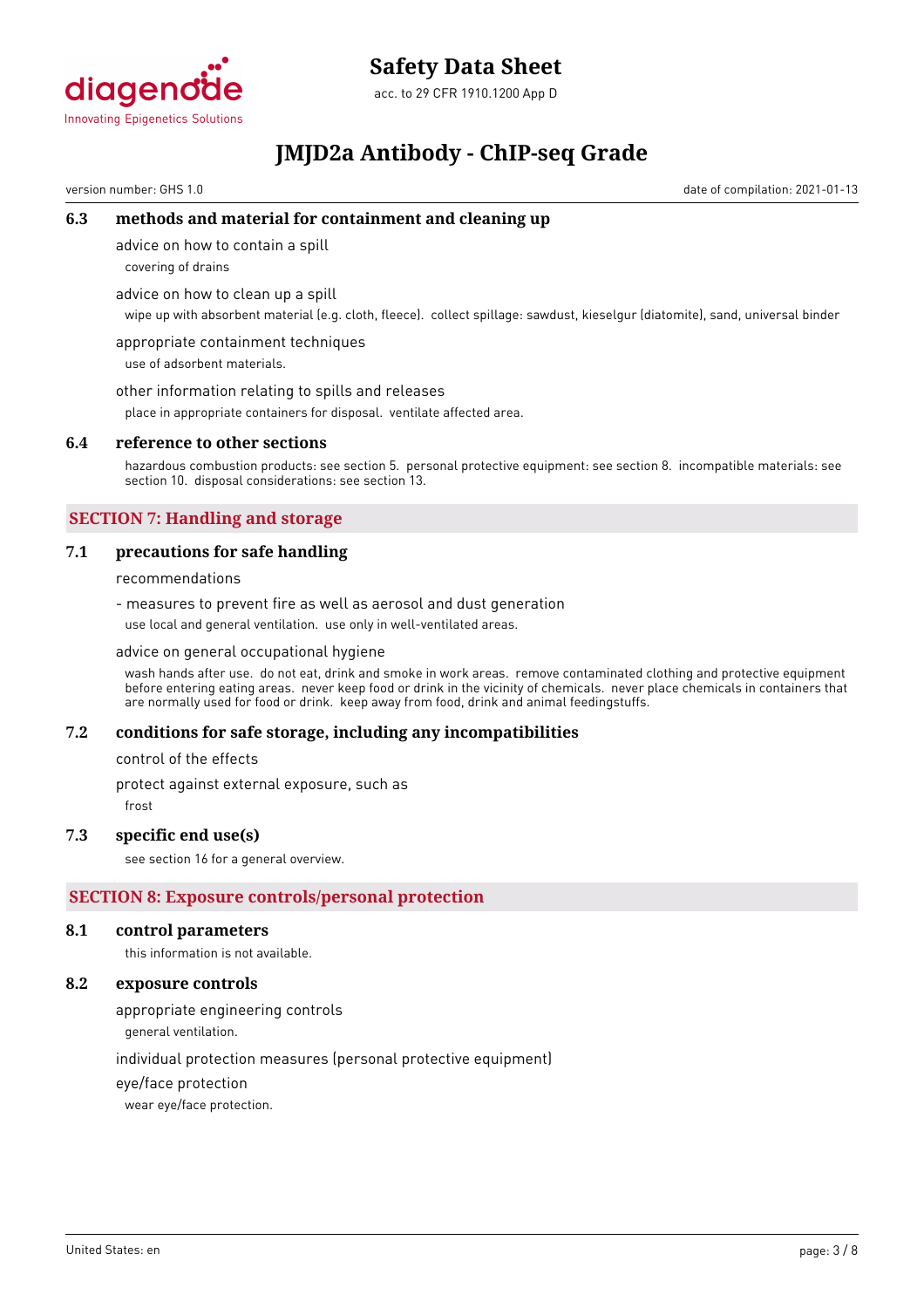### 6.3 methods and material for containment and cleaning up

advice on how to contain a spill

covering of drains

advice on how to clean up a spill

wipe up with absorbent material (e.g. cloth, fleece). collect spillage: sawdust, kieselgur (diatomite), sand, universal binder

appropriate containment techniques

use of adsorbent materials.

other information relating to spills and releases

place in appropriate containers for disposal. ventilate affected area.

### 6.4 reference to other sections

hazardous combustion products: see section 5. personal protective equipment: see section 8. incompatible materials: see section 10. disposal considerations: see section 13.

## SECTION 7: Handling and storage

### 7.1 precautions for safe handling

recommendations

- measures to prevent fire as well as aerosol and dust generation

use local and general ventilation. use only in well-ventilated areas.

advice on general occupational hygiene

wash hands after use. do not eat, drink and smoke in work areas. remove contaminated clothing and protective equipment before entering eating areas. never keep food or drink in the vicinity of chemicals. never place chemicals in containers that are normally used for food or drink. keep away from food, drink and animal feedingstuffs.

### 7.2 conditions for safe storage, including any incompatibilities

control of the effects

protect against external exposure, such as

frost

### 7.3 specific end use(s)

see section 16 for a general overview.

## SECTION 8: Exposure controls/personal protection

### 8.1 control parameters

this information is not available.

### 8.2 exposure controls

appropriate engineering controls

general ventilation.

individual protection measures (personal protective equipment)

eye/face protection

wear eye/face protection.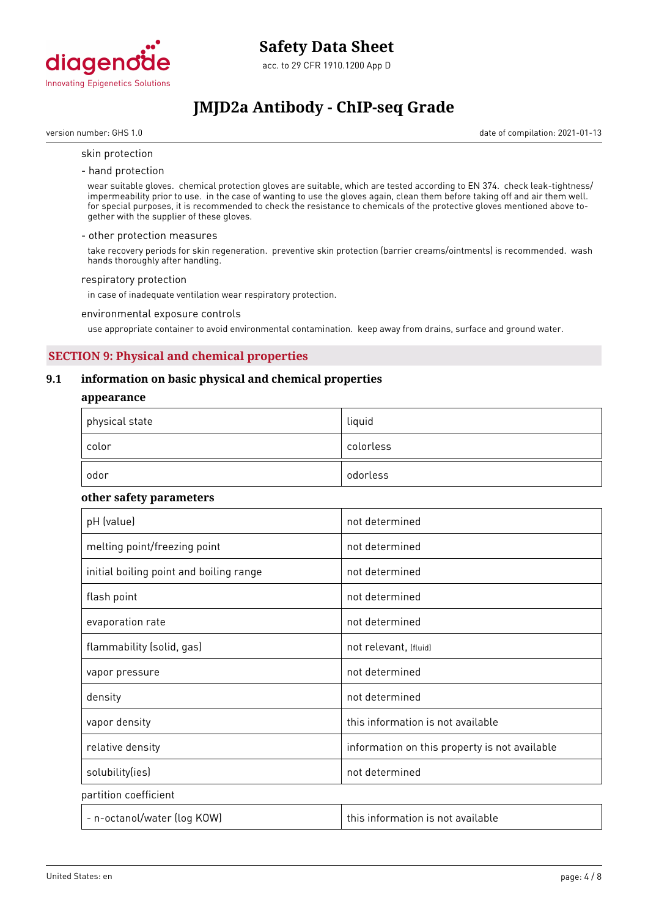skin protection

- hand protection

wear suitable gloves. chemical protection gloves are suitable, which are tested according to EN 374. check leak-tightness/ impermeability prior to use. in the case of wanting to use the gloves again, clean them before taking off and air them well. for special purposes, it is recommended to check the resistance to chemicals of the protective gloves mentioned above together with the supplier of these gloves.

- other protection measures

take recovery periods for skin regeneration. preventive skin protection (barrier creams/ointments) is recommended. wash hands thoroughly after handling.

respiratory protection

in case of inadequate ventilation wear respiratory protection.

environmental exposure controls

use appropriate container to avoid environmental contamination. keep away from drains, surface and ground water.

## SECTION 9: Physical and chemical properties

### 9.1 information on basic physical and chemical properties

**appearance**

| physical state | liquid |
|---|---|
| color | colorless |
| odor | odorless |

**other safety parameters**

| pH (value) | not determined |
|---|---|
| melting point/freezing point | not determined |
| initial boiling point and boiling range | not determined |
| flash point | not determined |
| evaporation rate | not determined |
| flammability (solid, gas) | not relevant, (fluid) |
| vapor pressure | not determined |
| density | not determined |
| vapor density | this information is not available |
| relative density | information on this property is not available |
| solubility(ies) | not determined |

partition coefficient

| - n-octanol/water (log KOW) | this information is not available |
|---|---|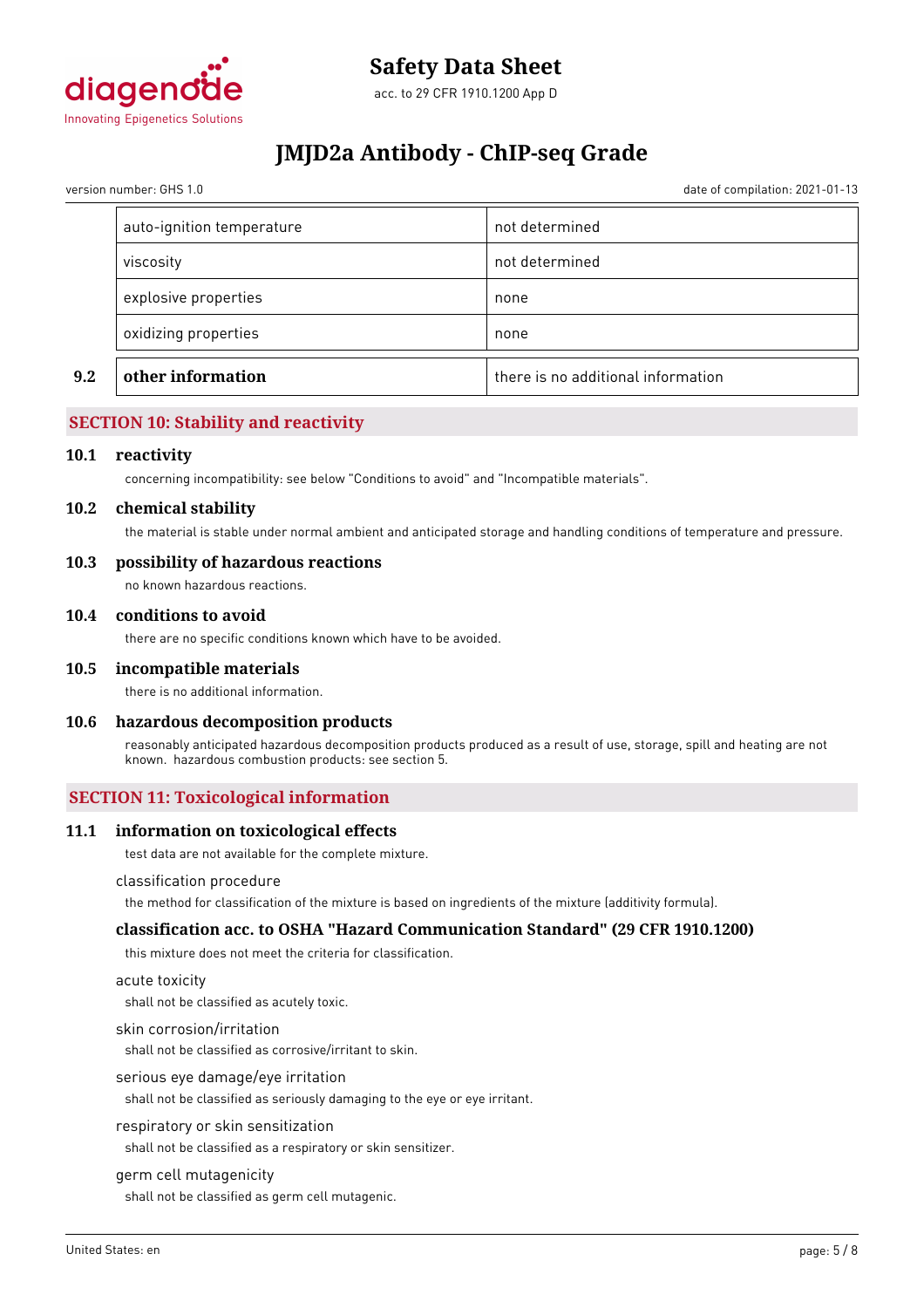| | |
|---|---|
| auto-ignition temperature | not determined |
| viscosity | not determined |
| explosive properties | none |
| oxidizing properties | none |

| | | |
|---|---|---|
| **9.2** | **other information** | there is no additional information |

## SECTION 10: Stability and reactivity

### 10.1 reactivity

concerning incompatibility: see below "Conditions to avoid" and "Incompatible materials".

### 10.2 chemical stability

the material is stable under normal ambient and anticipated storage and handling conditions of temperature and pressure.

### 10.3 possibility of hazardous reactions

no known hazardous reactions.

### 10.4 conditions to avoid

there are no specific conditions known which have to be avoided.

### 10.5 incompatible materials

there is no additional information.

### 10.6 hazardous decomposition products

reasonably anticipated hazardous decomposition products produced as a result of use, storage, spill and heating are not known. hazardous combustion products: see section 5.

## SECTION 11: Toxicological information

### 11.1 information on toxicological effects

test data are not available for the complete mixture.

classification procedure

the method for classification of the mixture is based on ingredients of the mixture (additivity formula).

#### classification acc. to OSHA "Hazard Communication Standard" (29 CFR 1910.1200)

this mixture does not meet the criteria for classification.

acute toxicity

shall not be classified as acutely toxic.

skin corrosion/irritation

shall not be classified as corrosive/irritant to skin.

serious eye damage/eye irritation

shall not be classified as seriously damaging to the eye or eye irritant.

respiratory or skin sensitization

shall not be classified as a respiratory or skin sensitizer.

germ cell mutagenicity

shall not be classified as germ cell mutagenic.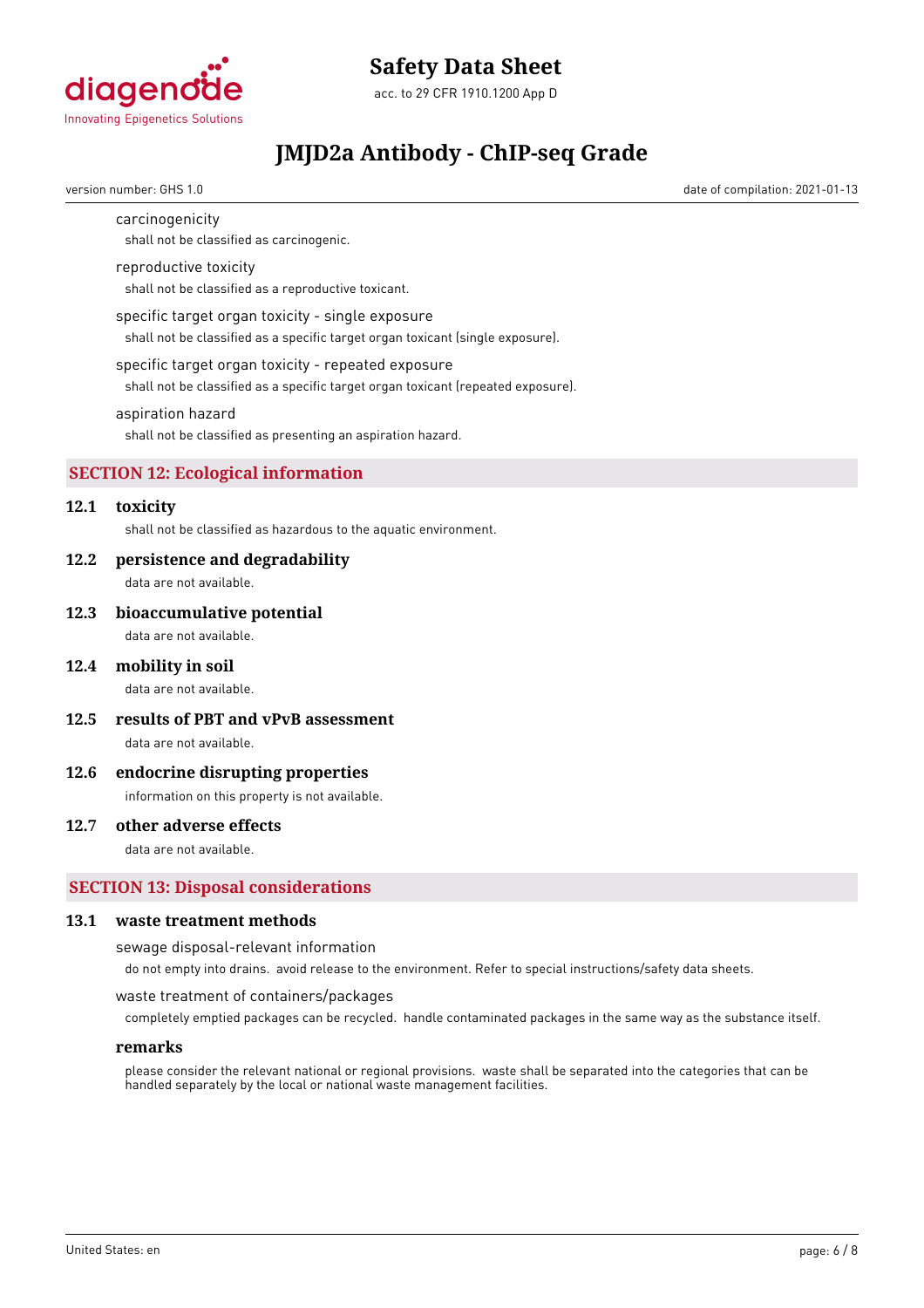carcinogenicity

shall not be classified as carcinogenic.

reproductive toxicity

shall not be classified as a reproductive toxicant.

specific target organ toxicity - single exposure

shall not be classified as a specific target organ toxicant (single exposure).

specific target organ toxicity - repeated exposure

shall not be classified as a specific target organ toxicant (repeated exposure).

aspiration hazard

shall not be classified as presenting an aspiration hazard.

## SECTION 12: Ecological information

### 12.1 toxicity

shall not be classified as hazardous to the aquatic environment.

### 12.2 persistence and degradability

data are not available.

### 12.3 bioaccumulative potential

data are not available.

### 12.4 mobility in soil

data are not available.

### 12.5 results of PBT and vPvB assessment

data are not available.

### 12.6 endocrine disrupting properties

information on this property is not available.

### 12.7 other adverse effects

data are not available.

## SECTION 13: Disposal considerations

### 13.1 waste treatment methods

sewage disposal-relevant information

do not empty into drains. avoid release to the environment. Refer to special instructions/safety data sheets.

waste treatment of containers/packages

completely emptied packages can be recycled. handle contaminated packages in the same way as the substance itself.

**remarks**

please consider the relevant national or regional provisions. waste shall be separated into the categories that can be handled separately by the local or national waste management facilities.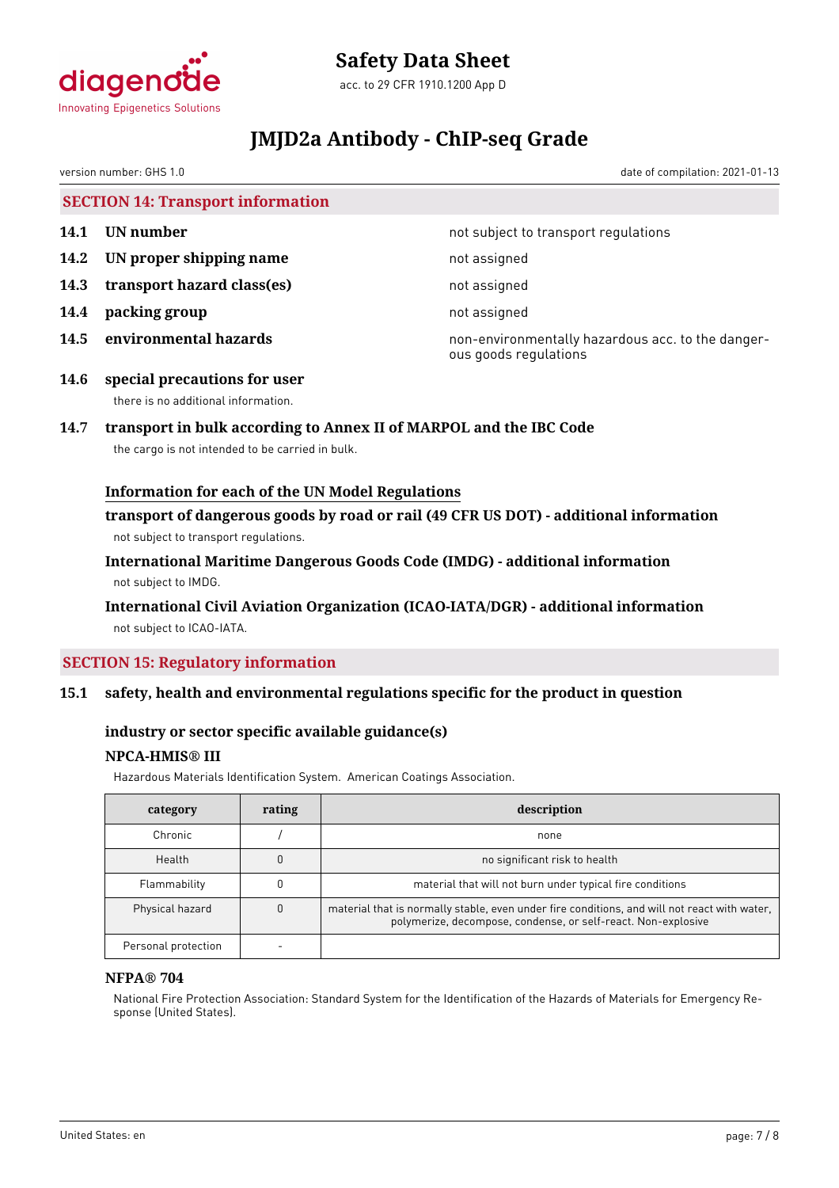## SECTION 14: Transport information

**14.1 UN number** not subject to transport regulations

**14.2 UN proper shipping name** not assigned

**14.3 transport hazard class(es)** not assigned

**14.4 packing group** not assigned

**14.5 environmental hazards** non-environmentally hazardous acc. to the dangerous goods regulations

**14.6 special precautions for user**

there is no additional information.

**14.7 transport in bulk according to Annex II of MARPOL and the IBC Code**

the cargo is not intended to be carried in bulk.

**Information for each of the UN Model Regulations**

**transport of dangerous goods by road or rail (49 CFR US DOT) - additional information**

not subject to transport regulations.

**International Maritime Dangerous Goods Code (IMDG) - additional information**

not subject to IMDG.

**International Civil Aviation Organization (ICAO-IATA/DGR) - additional information**

not subject to ICAO-IATA.

## SECTION 15: Regulatory information

**15.1 safety, health and environmental regulations specific for the product in question**

**industry or sector specific available guidance(s)**

**NPCA-HMIS® III**

Hazardous Materials Identification System. American Coatings Association.

| category | rating | description |
|---|---|---|
| Chronic | / | none |
| Health | 0 | no significant risk to health |
| Flammability | 0 | material that will not burn under typical fire conditions |
| Physical hazard | 0 | material that is normally stable, even under fire conditions, and will not react with water, polymerize, decompose, condense, or self-react. Non-explosive |
| Personal protection | - | |

**NFPA® 704**

National Fire Protection Association: Standard System for the Identification of the Hazards of Materials for Emergency Response (United States).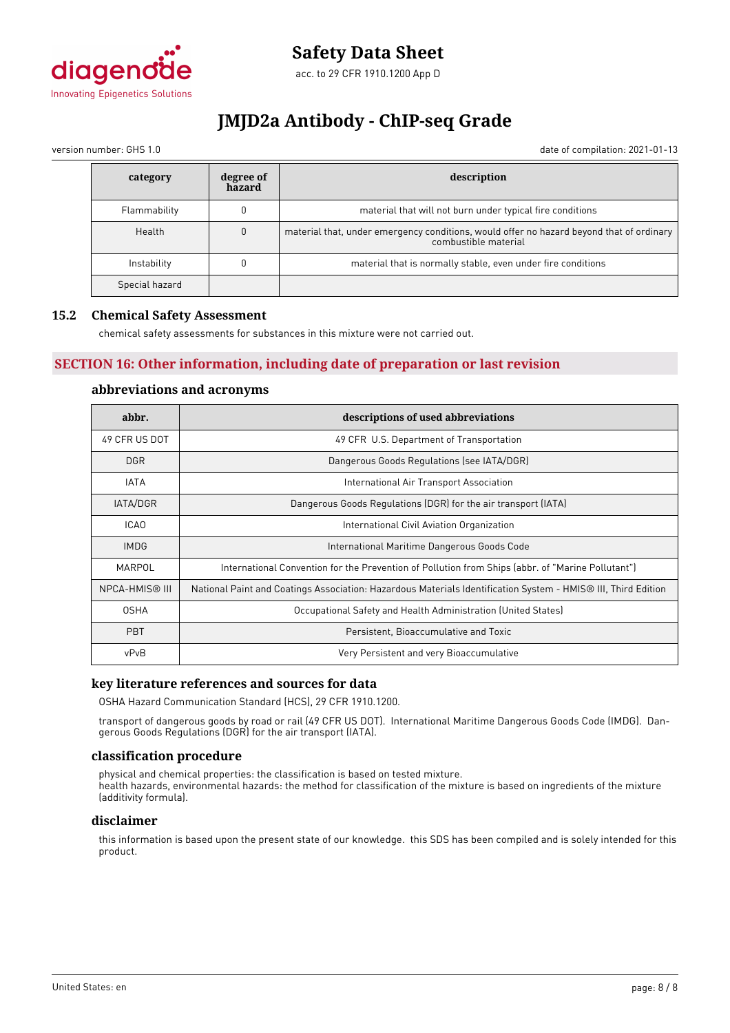| category | degree of hazard | description |
|---|---|---|
| Flammability | 0 | material that will not burn under typical fire conditions |
| Health | 0 | material that, under emergency conditions, would offer no hazard beyond that of ordinary combustible material |
| Instability | 0 | material that is normally stable, even under fire conditions |
| Special hazard | | |

## 15.2 Chemical Safety Assessment

chemical safety assessments for substances in this mixture were not carried out.

## SECTION 16: Other information, including date of preparation or last revision

### abbreviations and acronyms

| abbr. | descriptions of used abbreviations |
|---|---|
| 49 CFR US DOT | 49 CFR U.S. Department of Transportation |
| DGR | Dangerous Goods Regulations (see IATA/DGR) |
| IATA | International Air Transport Association |
| IATA/DGR | Dangerous Goods Regulations (DGR) for the air transport (IATA) |
| ICAO | International Civil Aviation Organization |
| IMDG | International Maritime Dangerous Goods Code |
| MARPOL | International Convention for the Prevention of Pollution from Ships (abbr. of "Marine Pollutant") |
| NPCA-HMIS® III | National Paint and Coatings Association: Hazardous Materials Identification System - HMIS® III, Third Edition |
| OSHA | Occupational Safety and Health Administration (United States) |
| PBT | Persistent, Bioaccumulative and Toxic |
| vPvB | Very Persistent and very Bioaccumulative |

### key literature references and sources for data

OSHA Hazard Communication Standard (HCS), 29 CFR 1910.1200.

transport of dangerous goods by road or rail (49 CFR US DOT). International Maritime Dangerous Goods Code (IMDG). Dangerous Goods Regulations (DGR) for the air transport (IATA).

### classification procedure

physical and chemical properties: the classification is based on tested mixture.
health hazards, environmental hazards: the method for classification of the mixture is based on ingredients of the mixture (additivity formula).

### disclaimer

this information is based upon the present state of our knowledge. this SDS has been compiled and is solely intended for this product.